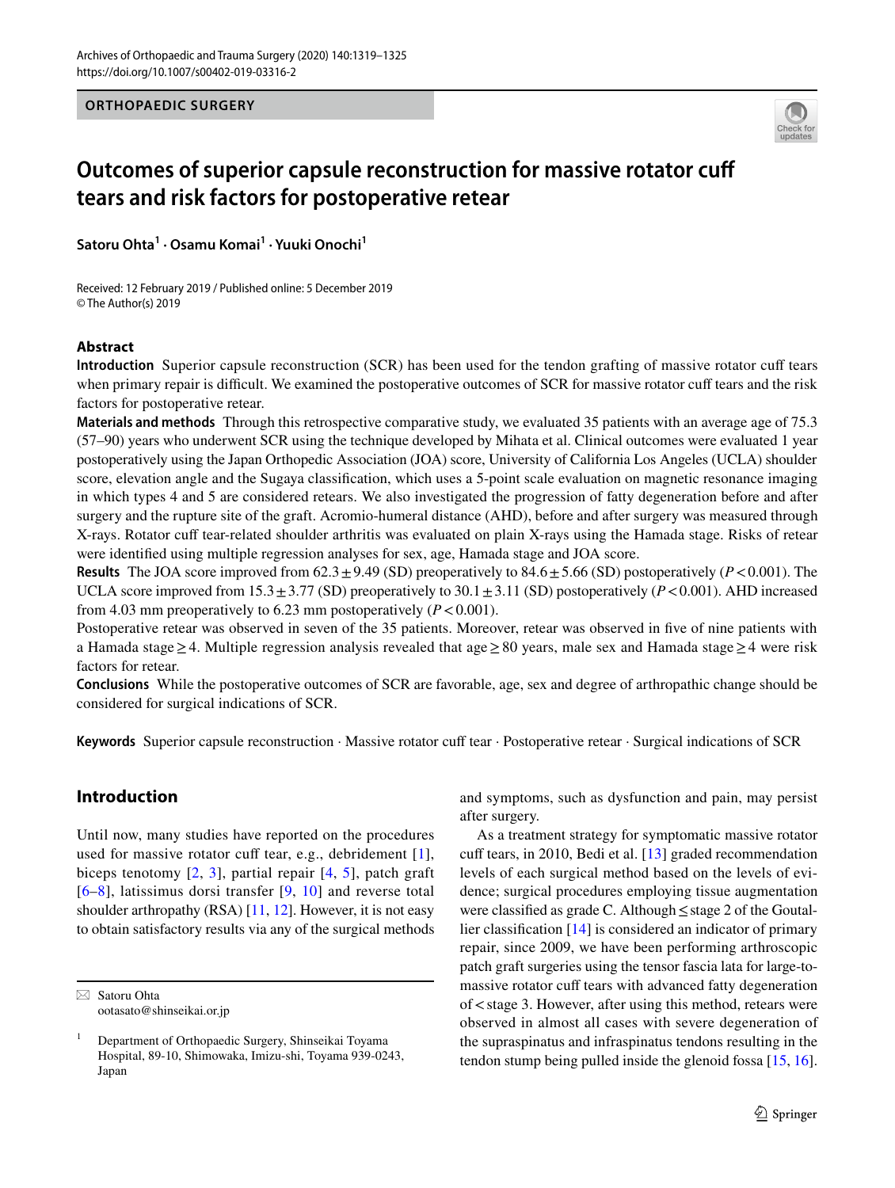ORTHOPAEDIC SURGERY

# Outcomes of superior capsule reconstruction for massive rotator cuff tears and risk factors for postoperative retear

**Satoru Ohta[1] · Osamu Komai[1] · Yuuki Onochi[1]**

Received: 12 February 2019 / Published online: 5 December 2019
© The Author(s) 2019

## Abstract

**Introduction** Superior capsule reconstruction (SCR) has been used for the tendon grafting of massive rotator cuff tears when primary repair is difficult. We examined the postoperative outcomes of SCR for massive rotator cuff tears and the risk factors for postoperative retear.

**Materials and methods** Through this retrospective comparative study, we evaluated 35 patients with an average age of 75.3 (57–90) years who underwent SCR using the technique developed by Mihata et al. Clinical outcomes were evaluated 1 year postoperatively using the Japan Orthopedic Association (JOA) score, University of California Los Angeles (UCLA) shoulder score, elevation angle and the Sugaya classification, which uses a 5-point scale evaluation on magnetic resonance imaging in which types 4 and 5 are considered retears. We also investigated the progression of fatty degeneration before and after surgery and the rupture site of the graft. Acromio-humeral distance (AHD), before and after surgery was measured through X-rays. Rotator cuff tear-related shoulder arthritis was evaluated on plain X-rays using the Hamada stage. Risks of retear were identified using multiple regression analyses for sex, age, Hamada stage and JOA score.

**Results** The JOA score improved from $62.3 \pm 9.49$ (SD) preoperatively to $84.6 \pm 5.66$ (SD) postoperatively ($P < 0.001$). The UCLA score improved from $15.3 \pm 3.77$ (SD) preoperatively to $30.1 \pm 3.11$ (SD) postoperatively ($P < 0.001$). AHD increased from 4.03 mm preoperatively to 6.23 mm postoperatively ($P < 0.001$).

Postoperative retear was observed in seven of the 35 patients. Moreover, retear was observed in five of nine patients with a Hamada stage $\geq 4$. Multiple regression analysis revealed that age $\geq 80$ years, male sex and Hamada stage $\geq 4$ were risk factors for retear.

**Conclusions** While the postoperative outcomes of SCR are favorable, age, sex and degree of arthropathic change should be considered for surgical indications of SCR.

**Keywords** Superior capsule reconstruction · Massive rotator cuff tear · Postoperative retear · Surgical indications of SCR

## Introduction

Until now, many studies have reported on the procedures used for massive rotator cuff tear, e.g., debridement [1], biceps tenotomy [2, 3], partial repair [4, 5], patch graft [6–8], latissimus dorsi transfer [9, 10] and reverse total shoulder arthropathy (RSA) [11, 12]. However, it is not easy to obtain satisfactory results via any of the surgical methods and symptoms, such as dysfunction and pain, may persist after surgery.

As a treatment strategy for symptomatic massive rotator cuff tears, in 2010, Bedi et al. [13] graded recommendation levels of each surgical method based on the levels of evidence; surgical procedures employing tissue augmentation were classified as grade C. Although ≤ stage 2 of the Goutallier classification [14] is considered an indicator of primary repair, since 2009, we have been performing arthroscopic patch graft surgeries using the tensor fascia lata for large-to-massive rotator cuff tears with advanced fatty degeneration of < stage 3. However, after using this method, retears were observed in almost all cases with severe degeneration of the supraspinatus and infraspinatus tendons resulting in the tendon stump being pulled inside the glenoid fossa [15, 16].

✉ Satoru Ohta
ootasato@shinseikai.or.jp

[1] Department of Orthopaedic Surgery, Shinseikai Toyama Hospital, 89-10, Shimowaka, Imizu-shi, Toyama 939-0243, Japan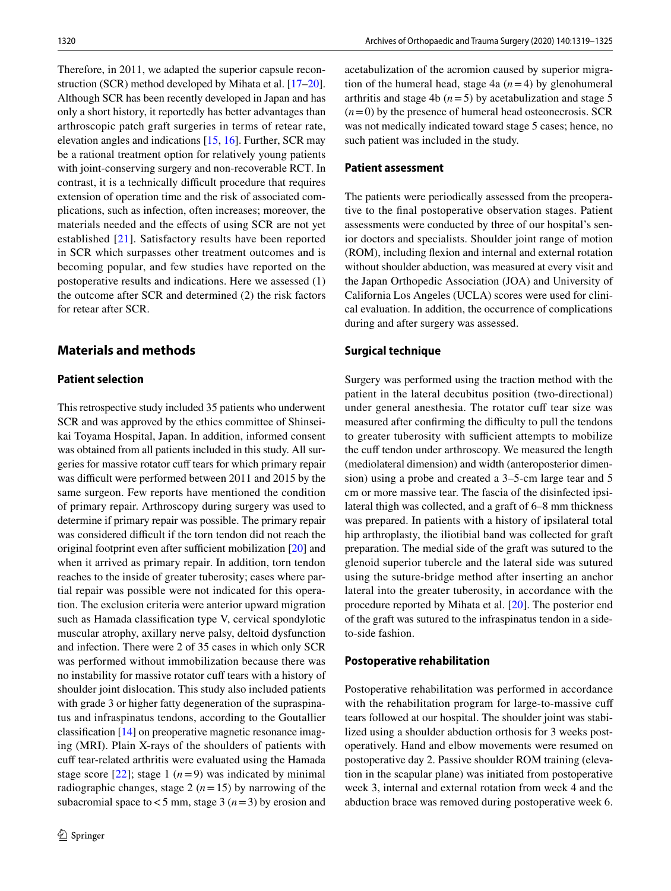Therefore, in 2011, we adapted the superior capsule reconstruction (SCR) method developed by Mihata et al. [17–20]. Although SCR has been recently developed in Japan and has only a short history, it reportedly has better advantages than arthroscopic patch graft surgeries in terms of retear rate, elevation angles and indications [15, 16]. Further, SCR may be a rational treatment option for relatively young patients with joint-conserving surgery and non-recoverable RCT. In contrast, it is a technically difficult procedure that requires extension of operation time and the risk of associated complications, such as infection, often increases; moreover, the materials needed and the effects of using SCR are not yet established [21]. Satisfactory results have been reported in SCR which surpasses other treatment outcomes and is becoming popular, and few studies have reported on the postoperative results and indications. Here we assessed (1) the outcome after SCR and determined (2) the risk factors for retear after SCR.

## Materials and methods

### Patient selection

This retrospective study included 35 patients who underwent SCR and was approved by the ethics committee of Shinseikai Toyama Hospital, Japan. In addition, informed consent was obtained from all patients included in this study. All surgeries for massive rotator cuff tears for which primary repair was difficult were performed between 2011 and 2015 by the same surgeon. Few reports have mentioned the condition of primary repair. Arthroscopy during surgery was used to determine if primary repair was possible. The primary repair was considered difficult if the torn tendon did not reach the original footprint even after sufficient mobilization [20] and when it arrived as primary repair. In addition, torn tendon reaches to the inside of greater tuberosity; cases where partial repair was possible were not indicated for this operation. The exclusion criteria were anterior upward migration such as Hamada classification type V, cervical spondylotic muscular atrophy, axillary nerve palsy, deltoid dysfunction and infection. There were 2 of 35 cases in which only SCR was performed without immobilization because there was no instability for massive rotator cuff tears with a history of shoulder joint dislocation. This study also included patients with grade 3 or higher fatty degeneration of the supraspinatus and infraspinatus tendons, according to the Goutallier classification [14] on preoperative magnetic resonance imaging (MRI). Plain X-rays of the shoulders of patients with cuff tear-related arthritis were evaluated using the Hamada stage score [22]; stage 1 ($n=9$) was indicated by minimal radiographic changes, stage 2 ($n=15$) by narrowing of the subacromial space to < 5 mm, stage 3 ($n=3$) by erosion and acetabulization of the acromion caused by superior migration of the humeral head, stage 4a ($n=4$) by glenohumeral arthritis and stage 4b ($n=5$) by acetabulization and stage 5 ($n=0$) by the presence of humeral head osteonecrosis. SCR was not medically indicated toward stage 5 cases; hence, no such patient was included in the study.

### Patient assessment

The patients were periodically assessed from the preoperative to the final postoperative observation stages. Patient assessments were conducted by three of our hospital's senior doctors and specialists. Shoulder joint range of motion (ROM), including flexion and internal and external rotation without shoulder abduction, was measured at every visit and the Japan Orthopedic Association (JOA) and University of California Los Angeles (UCLA) scores were used for clinical evaluation. In addition, the occurrence of complications during and after surgery was assessed.

### Surgical technique

Surgery was performed using the traction method with the patient in the lateral decubitus position (two-directional) under general anesthesia. The rotator cuff tear size was measured after confirming the difficulty to pull the tendons to greater tuberosity with sufficient attempts to mobilize the cuff tendon under arthroscopy. We measured the length (mediolateral dimension) and width (anteroposterior dimension) using a probe and created a 3–5-cm large tear and 5 cm or more massive tear. The fascia of the disinfected ipsilateral thigh was collected, and a graft of 6–8 mm thickness was prepared. In patients with a history of ipsilateral total hip arthroplasty, the iliotibial band was collected for graft preparation. The medial side of the graft was sutured to the glenoid superior tubercle and the lateral side was sutured using the suture-bridge method after inserting an anchor lateral into the greater tuberosity, in accordance with the procedure reported by Mihata et al. [20]. The posterior end of the graft was sutured to the infraspinatus tendon in a side-to-side fashion.

### Postoperative rehabilitation

Postoperative rehabilitation was performed in accordance with the rehabilitation program for large-to-massive cuff tears followed at our hospital. The shoulder joint was stabilized using a shoulder abduction orthosis for 3 weeks postoperatively. Hand and elbow movements were resumed on postoperative day 2. Passive shoulder ROM training (elevation in the scapular plane) was initiated from postoperative week 3, internal and external rotation from week 4 and the abduction brace was removed during postoperative week 6.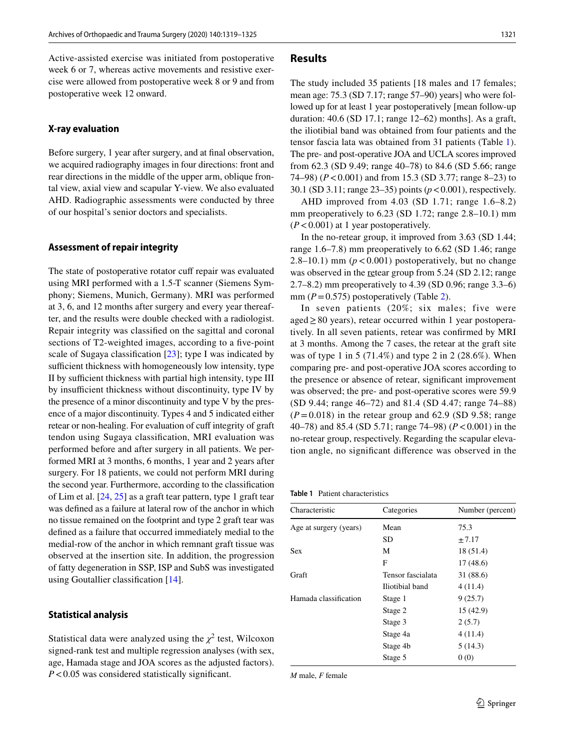Active-assisted exercise was initiated from postoperative week 6 or 7, whereas active movements and resistive exercise were allowed from postoperative week 8 or 9 and from postoperative week 12 onward.

### X-ray evaluation

Before surgery, 1 year after surgery, and at final observation, we acquired radiography images in four directions: front and rear directions in the middle of the upper arm, oblique frontal view, axial view and scapular Y-view. We also evaluated AHD. Radiographic assessments were conducted by three of our hospital's senior doctors and specialists.

### Assessment of repair integrity

The state of postoperative rotator cuff repair was evaluated using MRI performed with a 1.5-T scanner (Siemens Symphony; Siemens, Munich, Germany). MRI was performed at 3, 6, and 12 months after surgery and every year thereafter, and the results were double checked with a radiologist. Repair integrity was classified on the sagittal and coronal sections of T2-weighted images, according to a five-point scale of Sugaya classification [23]; type I was indicated by sufficient thickness with homogeneously low intensity, type II by sufficient thickness with partial high intensity, type III by insufficient thickness without discontinuity, type IV by the presence of a minor discontinuity and type V by the presence of a major discontinuity. Types 4 and 5 indicated either retear or non-healing. For evaluation of cuff integrity of graft tendon using Sugaya classification, MRI evaluation was performed before and after surgery in all patients. We performed MRI at 3 months, 6 months, 1 year and 2 years after surgery. For 18 patients, we could not perform MRI during the second year. Furthermore, according to the classification of Lim et al. [24, 25] as a graft tear pattern, type 1 graft tear was defined as a failure at lateral row of the anchor in which no tissue remained on the footprint and type 2 graft tear was defined as a failure that occurred immediately medial to the medial-row of the anchor in which remnant graft tissue was observed at the insertion site. In addition, the progression of fatty degeneration in SSP, ISP and SubS was investigated using Goutallier classification [14].

### Statistical analysis

Statistical data were analyzed using the $\chi^2$ test, Wilcoxon signed-rank test and multiple regression analyses (with sex, age, Hamada stage and JOA scores as the adjusted factors). $P < 0.05$ was considered statistically significant.

## Results

The study included 35 patients [18 males and 17 females; mean age: 75.3 (SD 7.17; range 57–90) years] who were followed up for at least 1 year postoperatively [mean follow-up duration: 40.6 (SD 17.1; range 12–62) months]. As a graft, the iliotibial band was obtained from four patients and the tensor fascia lata was obtained from 31 patients (Table 1). The pre- and post-operative JOA and UCLA scores improved from 62.3 (SD 9.49; range 40–78) to 84.6 (SD 5.66; range 74–98) ($P < 0.001$) and from 15.3 (SD 3.77; range 8–23) to 30.1 (SD 3.11; range 23–35) points ($p < 0.001$), respectively.

AHD improved from 4.03 (SD 1.71; range 1.6–8.2) mm preoperatively to 6.23 (SD 1.72; range 2.8–10.1) mm ($P < 0.001$) at 1 year postoperatively.

In the no-retear group, it improved from 3.63 (SD 1.44; range 1.6–7.8) mm preoperatively to 6.62 (SD 1.46; range 2.8–10.1) mm ($p < 0.001$) postoperatively, but no change was observed in the retear group from 5.24 (SD 2.12; range 2.7–8.2) mm preoperatively to 4.39 (SD 0.96; range 3.3–6) mm ($P = 0.575$) postoperatively (Table 2).

In seven patients (20%; six males; five were aged ≥ 80 years), retear occurred within 1 year postoperatively. In all seven patients, retear was confirmed by MRI at 3 months. Among the 7 cases, the retear at the graft site was of type 1 in 5 (71.4%) and type 2 in 2 (28.6%). When comparing pre- and post-operative JOA scores according to the presence or absence of retear, significant improvement was observed; the pre- and post-operative scores were 59.9 (SD 9.44; range 46–72) and 81.4 (SD 4.47; range 74–88) ($P = 0.018$) in the retear group and 62.9 (SD 9.58; range 40–78) and 85.4 (SD 5.71; range 74–98) ($P < 0.001$) in the no-retear group, respectively. Regarding the scapular elevation angle, no significant difference was observed in the

**Table 1** Patient characteristics

| Characteristic | Categories | Number (percent) |
|---|---|---|
| Age at surgery (years) | Mean | 75.3 |
| | SD | ± 7.17 |
| Sex | M | 18 (51.4) |
| | F | 17 (48.6) |
| Graft | Tensor fascialata | 31 (88.6) |
| | Iliotibial band | 4 (11.4) |
| Hamada classification | Stage 1 | 9 (25.7) |
| | Stage 2 | 15 (42.9) |
| | Stage 3 | 2 (5.7) |
| | Stage 4a | 4 (11.4) |
| | Stage 4b | 5 (14.3) |
| | Stage 5 | 0 (0) |

*M* male, *F* female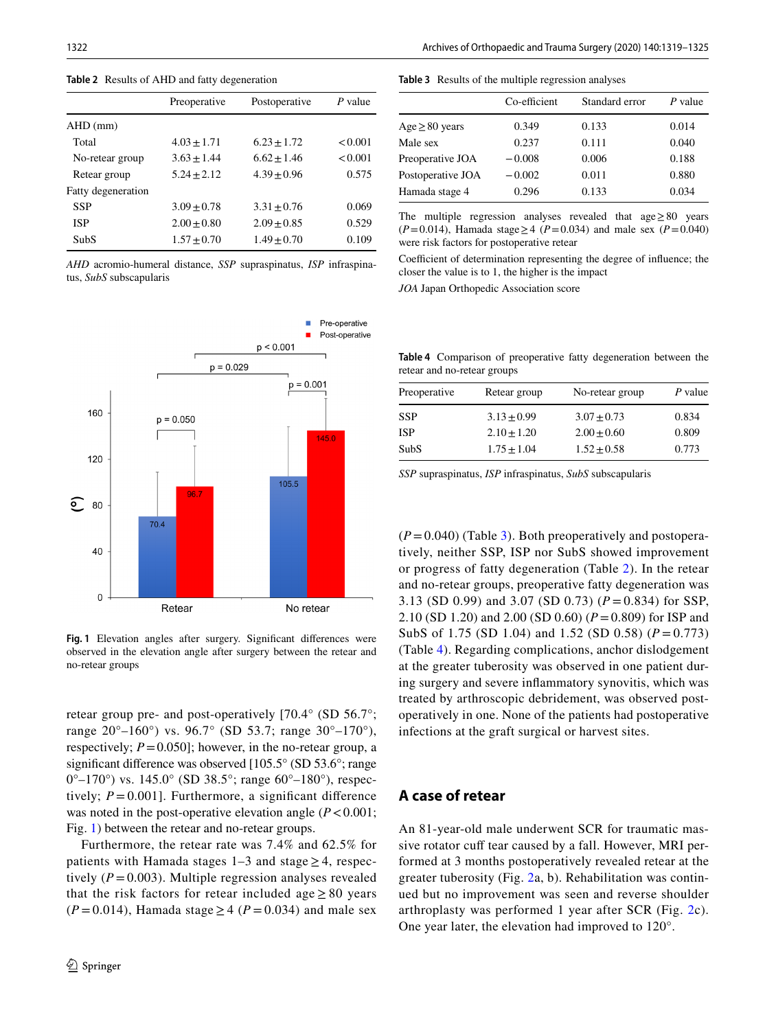**Table 2** Results of AHD and fatty degeneration

| | Preoperative | Postoperative | *P* value |
|---|---|---|---|
| AHD (mm) | | | |
| Total | 4.03 ± 1.71 | 6.23 ± 1.72 | < 0.001 |
| No-retear group | 3.63 ± 1.44 | 6.62 ± 1.46 | < 0.001 |
| Retear group | 5.24 ± 2.12 | 4.39 ± 0.96 | 0.575 |
| Fatty degeneration | | | |
| SSP | 3.09 ± 0.78 | 3.31 ± 0.76 | 0.069 |
| ISP | 2.00 ± 0.80 | 2.09 ± 0.85 | 0.529 |
| SubS | 1.57 ± 0.70 | 1.49 ± 0.70 | 0.109 |

*AHD* acromio-humeral distance, *SSP* supraspinatus, *ISP* infraspinatus, *SubS* subscapularis

**Table 3** Results of the multiple regression analyses

| | Co-efficient | Standard error | *P* value |
|---|---|---|---|
| Age ≥ 80 years | 0.349 | 0.133 | 0.014 |
| Male sex | 0.237 | 0.111 | 0.040 |
| Preoperative JOA | −0.008 | 0.006 | 0.188 |
| Postoperative JOA | −0.002 | 0.011 | 0.880 |
| Hamada stage 4 | 0.296 | 0.133 | 0.034 |

The multiple regression analyses revealed that age ≥ 80 years ($P = 0.014$), Hamada stage ≥ 4 ($P = 0.034$) and male sex ($P = 0.040$) were risk factors for postoperative retear

Coefficient of determination representing the degree of influence; the closer the value is to 1, the higher is the impact

*JOA* Japan Orthopedic Association score

**Fig. 1** Elevation angles after surgery. Significant differences were observed in the elevation angle after surgery between the retear and no-retear groups

**Table 4** Comparison of preoperative fatty degeneration between the retear and no-retear groups

| Preoperative | Retear group | No-retear group | *P* value |
|---|---|---|---|
| SSP | 3.13 ± 0.99 | 3.07 ± 0.73 | 0.834 |
| ISP | 2.10 ± 1.20 | 2.00 ± 0.60 | 0.809 |
| SubS | 1.75 ± 1.04 | 1.52 ± 0.58 | 0.773 |

*SSP* supraspinatus, *ISP* infraspinatus, *SubS* subscapularis

retear group pre- and post-operatively [70.4° (SD 56.7°; range 20°–160°) vs. 96.7° (SD 53.7; range 30°–170°), respectively; $P = 0.050$]; however, in the no-retear group, a significant difference was observed [105.5° (SD 53.6°; range 0°–170°) vs. 145.0° (SD 38.5°; range 60°–180°), respectively; $P = 0.001$]. Furthermore, a significant difference was noted in the post-operative elevation angle ($P < 0.001$; Fig. 1) between the retear and no-retear groups.

Furthermore, the retear rate was 7.4% and 62.5% for patients with Hamada stages 1–3 and stage ≥ 4, respectively ($P = 0.003$). Multiple regression analyses revealed that the risk factors for retear included age ≥ 80 years ($P = 0.014$), Hamada stage ≥ 4 ($P = 0.034$) and male sex ($P = 0.040$) (Table 3). Both preoperatively and postoperatively, neither SSP, ISP nor SubS showed improvement or progress of fatty degeneration (Table 2). In the retear and no-retear groups, preoperative fatty degeneration was 3.13 (SD 0.99) and 3.07 (SD 0.73) ($P = 0.834$) for SSP, 2.10 (SD 1.20) and 2.00 (SD 0.60) ($P = 0.809$) for ISP and SubS of 1.75 (SD 1.04) and 1.52 (SD 0.58) ($P = 0.773$) (Table 4). Regarding complications, anchor dislodgement at the greater tuberosity was observed in one patient during surgery and severe inflammatory synovitis, which was treated by arthroscopic debridement, was observed postoperatively in one. None of the patients had postoperative infections at the graft surgical or harvest sites.

## A case of retear

An 81-year-old male underwent SCR for traumatic massive rotator cuff tear caused by a fall. However, MRI performed at 3 months postoperatively revealed retear at the greater tuberosity (Fig. 2a, b). Rehabilitation was continued but no improvement was seen and reverse shoulder arthroplasty was performed 1 year after SCR (Fig. 2c). One year later, the elevation had improved to 120°.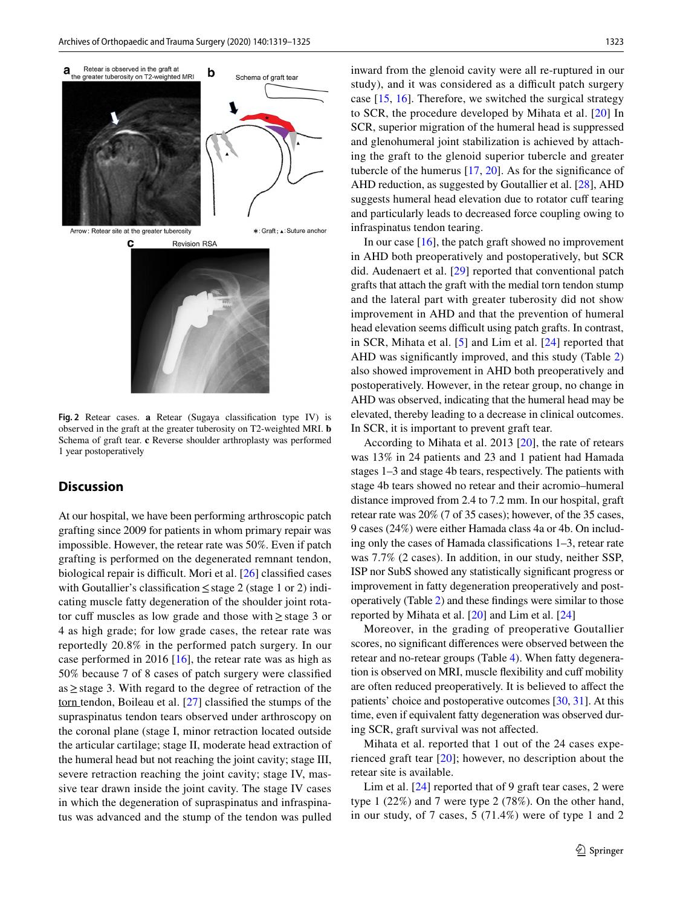Fig. 2 Retear cases. **a** Retear (Sugaya classification type IV) is observed in the graft at the greater tuberosity on T2-weighted MRI. **b** Schema of graft tear. **c** Reverse shoulder arthroplasty was performed 1 year postoperatively

## Discussion

At our hospital, we have been performing arthroscopic patch grafting since 2009 for patients in whom primary repair was impossible. However, the retear rate was 50%. Even if patch grafting is performed on the degenerated remnant tendon, biological repair is difficult. Mori et al. [26] classified cases with Goutallier's classification ≤ stage 2 (stage 1 or 2) indicating muscle fatty degeneration of the shoulder joint rotator cuff muscles as low grade and those with ≥ stage 3 or 4 as high grade; for low grade cases, the retear rate was reportedly 20.8% in the performed patch surgery. In our case performed in 2016 [16], the retear rate was as high as 50% because 7 of 8 cases of patch surgery were classified as ≥ stage 3. With regard to the degree of retraction of the torn tendon, Boileau et al. [27] classified the stumps of the supraspinatus tendon tears observed under arthroscopy on the coronal plane (stage I, minor retraction located outside the articular cartilage; stage II, moderate head extraction of the humeral head but not reaching the joint cavity; stage III, severe retraction reaching the joint cavity; stage IV, massive tear drawn inside the joint cavity. The stage IV cases in which the degeneration of supraspinatus and infraspinatus was advanced and the stump of the tendon was pulled inward from the glenoid cavity were all re-ruptured in our study), and it was considered as a difficult patch surgery case [15, 16]. Therefore, we switched the surgical strategy to SCR, the procedure developed by Mihata et al. [20] In SCR, superior migration of the humeral head is suppressed and glenohumeral joint stabilization is achieved by attaching the graft to the glenoid superior tubercle and greater tubercle of the humerus [17, 20]. As for the significance of AHD reduction, as suggested by Goutallier et al. [28], AHD suggests humeral head elevation due to rotator cuff tearing and particularly leads to decreased force coupling owing to infraspinatus tendon tearing.

In our case [16], the patch graft showed no improvement in AHD both preoperatively and postoperatively, but SCR did. Audenaert et al. [29] reported that conventional patch grafts that attach the graft with the medial torn tendon stump and the lateral part with greater tuberosity did not show improvement in AHD and that the prevention of humeral head elevation seems difficult using patch grafts. In contrast, in SCR, Mihata et al. [5] and Lim et al. [24] reported that AHD was significantly improved, and this study (Table 2) also showed improvement in AHD both preoperatively and postoperatively. However, in the retear group, no change in AHD was observed, indicating that the humeral head may be elevated, thereby leading to a decrease in clinical outcomes. In SCR, it is important to prevent graft tear.

According to Mihata et al. 2013 [20], the rate of retears was 13% in 24 patients and 23 and 1 patient had Hamada stages 1–3 and stage 4b tears, respectively. The patients with stage 4b tears showed no retear and their acromio–humeral distance improved from 2.4 to 7.2 mm. In our hospital, graft retear rate was 20% (7 of 35 cases); however, of the 35 cases, 9 cases (24%) were either Hamada class 4a or 4b. On including only the cases of Hamada classifications 1–3, retear rate was 7.7% (2 cases). In addition, in our study, neither SSP, ISP nor SubS showed any statistically significant progress or improvement in fatty degeneration preoperatively and postoperatively (Table 2) and these findings were similar to those reported by Mihata et al. [20] and Lim et al. [24]

Moreover, in the grading of preoperative Goutallier scores, no significant differences were observed between the retear and no-retear groups (Table 4). When fatty degeneration is observed on MRI, muscle flexibility and cuff mobility are often reduced preoperatively. It is believed to affect the patients' choice and postoperative outcomes [30, 31]. At this time, even if equivalent fatty degeneration was observed during SCR, graft survival was not affected.

Mihata et al. reported that 1 out of the 24 cases experienced graft tear [20]; however, no description about the retear site is available.

Lim et al. [24] reported that of 9 graft tear cases, 2 were type 1 (22%) and 7 were type 2 (78%). On the other hand, in our study, of 7 cases, 5 (71.4%) were of type 1 and 2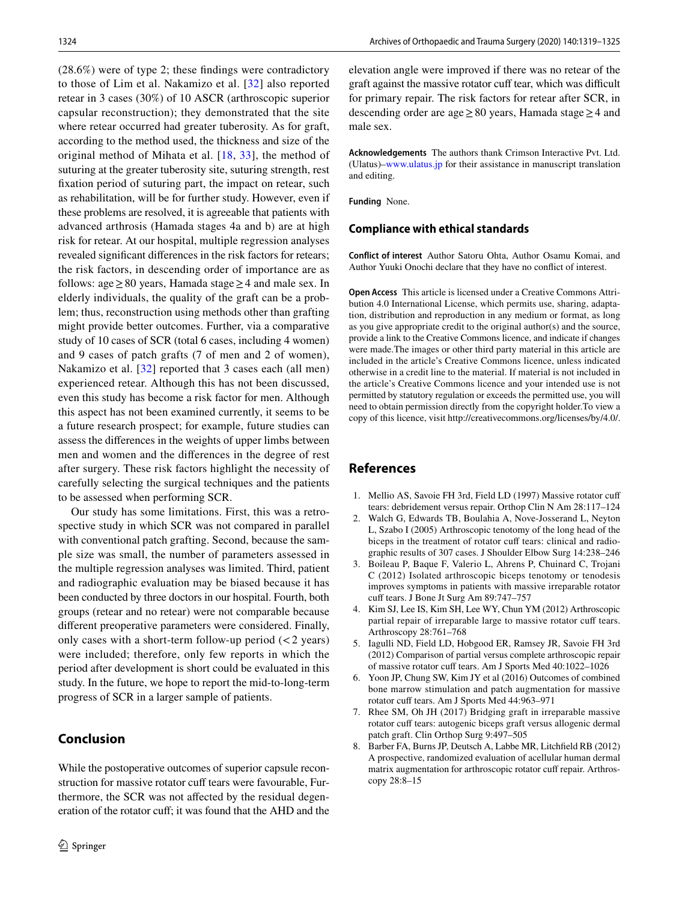(28.6%) were of type 2; these findings were contradictory to those of Lim et al. Nakamizo et al. [32] also reported retear in 3 cases (30%) of 10 ASCR (arthroscopic superior capsular reconstruction); they demonstrated that the site where retear occurred had greater tuberosity. As for graft, according to the method used, the thickness and size of the original method of Mihata et al. [18, 33], the method of suturing at the greater tuberosity site, suturing strength, rest fixation period of suturing part, the impact on retear, such as rehabilitation, will be for further study. However, even if these problems are resolved, it is agreeable that patients with advanced arthrosis (Hamada stages 4a and b) are at high risk for retear. At our hospital, multiple regression analyses revealed significant differences in the risk factors for retears; the risk factors, in descending order of importance are as follows: age ≥ 80 years, Hamada stage ≥ 4 and male sex. In elderly individuals, the quality of the graft can be a problem; thus, reconstruction using methods other than grafting might provide better outcomes. Further, via a comparative study of 10 cases of SCR (total 6 cases, including 4 women) and 9 cases of patch grafts (7 of men and 2 of women), Nakamizo et al. [32] reported that 3 cases each (all men) experienced retear. Although this has not been discussed, even this study has become a risk factor for men. Although this aspect has not been examined currently, it seems to be a future research prospect; for example, future studies can assess the differences in the weights of upper limbs between men and women and the differences in the degree of rest after surgery. These risk factors highlight the necessity of carefully selecting the surgical techniques and the patients to be assessed when performing SCR.

Our study has some limitations. First, this was a retrospective study in which SCR was not compared in parallel with conventional patch grafting. Second, because the sample size was small, the number of parameters assessed in the multiple regression analyses was limited. Third, patient and radiographic evaluation may be biased because it has been conducted by three doctors in our hospital. Fourth, both groups (retear and no retear) were not comparable because different preoperative parameters were considered. Finally, only cases with a short-term follow-up period (< 2 years) were included; therefore, only few reports in which the period after development is short could be evaluated in this study. In the future, we hope to report the mid-to-long-term progress of SCR in a larger sample of patients.

## Conclusion

While the postoperative outcomes of superior capsule reconstruction for massive rotator cuff tears were favourable, Furthermore, the SCR was not affected by the residual degeneration of the rotator cuff; it was found that the AHD and the elevation angle were improved if there was no retear of the graft against the massive rotator cuff tear, which was difficult for primary repair. The risk factors for retear after SCR, in descending order are age ≥ 80 years, Hamada stage ≥ 4 and male sex.

**Acknowledgements** The authors thank Crimson Interactive Pvt. Ltd. (Ulatus)–www.ulatus.jp for their assistance in manuscript translation and editing.

**Funding** None.

### Compliance with ethical standards

**Conflict of interest** Author Satoru Ohta, Author Osamu Komai, and Author Yuuki Onochi declare that they have no conflict of interest.

**Open Access** This article is licensed under a Creative Commons Attribution 4.0 International License, which permits use, sharing, adaptation, distribution and reproduction in any medium or format, as long as you give appropriate credit to the original author(s) and the source, provide a link to the Creative Commons licence, and indicate if changes were made.The images or other third party material in this article are included in the article's Creative Commons licence, unless indicated otherwise in a credit line to the material. If material is not included in the article's Creative Commons licence and your intended use is not permitted by statutory regulation or exceeds the permitted use, you will need to obtain permission directly from the copyright holder.To view a copy of this licence, visit http://creativecommons.org/licenses/by/4.0/.

## References

1. Mellio AS, Savoie FH 3rd, Field LD (1997) Massive rotator cuff tears: debridement versus repair. Orthop Clin N Am 28:117–124
2. Walch G, Edwards TB, Boulahia A, Nove-Josserand L, Neyton L, Szabo I (2005) Arthroscopic tenotomy of the long head of the biceps in the treatment of rotator cuff tears: clinical and radiographic results of 307 cases. J Shoulder Elbow Surg 14:238–246
3. Boileau P, Baque F, Valerio L, Ahrens P, Chuinard C, Trojani C (2012) Isolated arthroscopic biceps tenotomy or tenodesis improves symptoms in patients with massive irreparable rotator cuff tears. J Bone Jt Surg Am 89:747–757
4. Kim SJ, Lee IS, Kim SH, Lee WY, Chun YM (2012) Arthroscopic partial repair of irreparable large to massive rotator cuff tears. Arthroscopy 28:761–768
5. Iagulli ND, Field LD, Hobgood ER, Ramsey JR, Savoie FH 3rd (2012) Comparison of partial versus complete arthroscopic repair of massive rotator cuff tears. Am J Sports Med 40:1022–1026
6. Yoon JP, Chung SW, Kim JY et al (2016) Outcomes of combined bone marrow stimulation and patch augmentation for massive rotator cuff tears. Am J Sports Med 44:963–971
7. Rhee SM, Oh JH (2017) Bridging graft in irreparable massive rotator cuff tears: autogenic biceps graft versus allogenic dermal patch graft. Clin Orthop Surg 9:497–505
8. Barber FA, Burns JP, Deutsch A, Labbe MR, Litchfield RB (2012) A prospective, randomized evaluation of acellular human dermal matrix augmentation for arthroscopic rotator cuff repair. Arthroscopy 28:8–15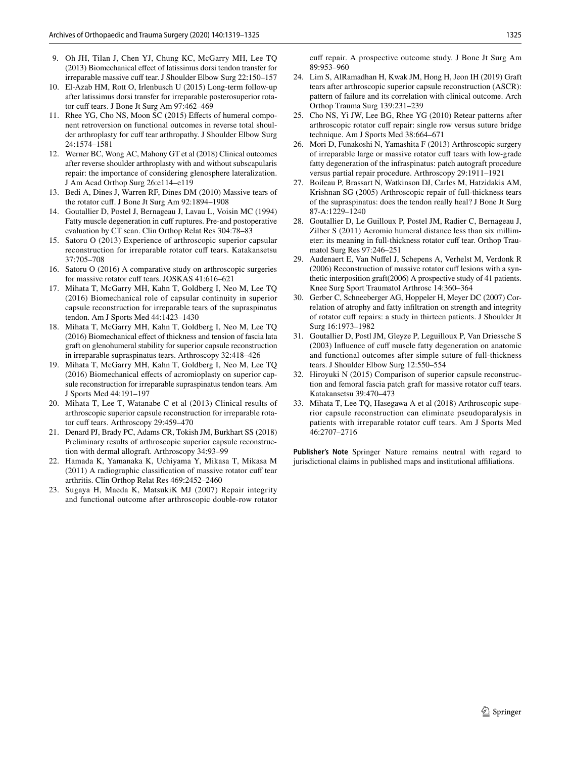9. Oh JH, Tilan J, Chen YJ, Chung KC, McGarry MH, Lee TQ (2013) Biomechanical effect of latissimus dorsi tendon transfer for irreparable massive cuff tear. J Shoulder Elbow Surg 22:150–157
10. El-Azab HM, Rott O, Irlenbusch U (2015) Long-term follow-up after latissimus dorsi transfer for irreparable posterosuperior rotator cuff tears. J Bone Jt Surg Am 97:462–469
11. Rhee YG, Cho NS, Moon SC (2015) Effects of humeral component retroversion on functional outcomes in reverse total shoulder arthroplasty for cuff tear arthropathy. J Shoulder Elbow Surg 24:1574–1581
12. Werner BC, Wong AC, Mahony GT et al (2018) Clinical outcomes after reverse shoulder arthroplasty with and without subscapularis repair: the importance of considering glenosphere lateralization. J Am Acad Orthop Surg 26:e114–e119
13. Bedi A, Dines J, Warren RF, Dines DM (2010) Massive tears of the rotator cuff. J Bone Jt Surg Am 92:1894–1908
14. Goutallier D, Postel J, Bernageau J, Lavau L, Voisin MC (1994) Fatty muscle degeneration in cuff ruptures. Pre-and postoperative evaluation by CT scan. Clin Orthop Relat Res 304:78–83
15. Satoru O (2013) Experience of arthroscopic superior capsular reconstruction for irreparable rotator cuff tears. Katakansetsu 37:705–708
16. Satoru O (2016) A comparative study on arthroscopic surgeries for massive rotator cuff tears. JOSKAS 41:616–621
17. Mihata T, McGarry MH, Kahn T, Goldberg I, Neo M, Lee TQ (2016) Biomechanical role of capsular continuity in superior capsule reconstruction for irreparable tears of the supraspinatus tendon. Am J Sports Med 44:1423–1430
18. Mihata T, McGarry MH, Kahn T, Goldberg I, Neo M, Lee TQ (2016) Biomechanical effect of thickness and tension of fascia lata graft on glenohumeral stability for superior capsule reconstruction in irreparable supraspinatus tears. Arthroscopy 32:418–426
19. Mihata T, McGarry MH, Kahn T, Goldberg I, Neo M, Lee TQ (2016) Biomechanical effects of acromioplasty on superior capsule reconstruction for irreparable supraspinatus tendon tears. Am J Sports Med 44:191–197
20. Mihata T, Lee T, Watanabe C et al (2013) Clinical results of arthroscopic superior capsule reconstruction for irreparable rotator cuff tears. Arthroscopy 29:459–470
21. Denard PJ, Brady PC, Adams CR, Tokish JM, Burkhart SS (2018) Preliminary results of arthroscopic superior capsule reconstruction with dermal allograft. Arthroscopy 34:93–99
22. Hamada K, Yamanaka K, Uchiyama Y, Mikasa T, Mikasa M (2011) A radiographic classification of massive rotator cuff tear arthritis. Clin Orthop Relat Res 469:2452–2460
23. Sugaya H, Maeda K, MatsukiK MJ (2007) Repair integrity and functional outcome after arthroscopic double-row rotator cuff repair. A prospective outcome study. J Bone Jt Surg Am 89:953–960
24. Lim S, AlRamadhan H, Kwak JM, Hong H, Jeon IH (2019) Graft tears after arthroscopic superior capsule reconstruction (ASCR): pattern of failure and its correlation with clinical outcome. Arch Orthop Trauma Surg 139:231–239
25. Cho NS, Yi JW, Lee BG, Rhee YG (2010) Retear patterns after arthroscopic rotator cuff repair: single row versus suture bridge technique. Am J Sports Med 38:664–671
26. Mori D, Funakoshi N, Yamashita F (2013) Arthroscopic surgery of irreparable large or massive rotator cuff tears with low-grade fatty degeneration of the infraspinatus: patch autograft procedure versus partial repair procedure. Arthroscopy 29:1911–1921
27. Boileau P, Brassart N, Watkinson DJ, Carles M, Hatzidakis AM, Krishnan SG (2005) Arthroscopic repair of full-thickness tears of the supraspinatus: does the tendon really heal? J Bone Jt Surg 87-A:1229–1240
28. Goutallier D, Le Guilloux P, Postel JM, Radier C, Bernageau J, Zilber S (2011) Acromio humeral distance less than six millimeter: its meaning in full-thickness rotator cuff tear. Orthop Traumatol Surg Res 97:246–251
29. Audenaert E, Van Nuffel J, Schepens A, Verhelst M, Verdonk R (2006) Reconstruction of massive rotator cuff lesions with a synthetic interposition graft(2006) A prospective study of 41 patients. Knee Surg Sport Traumatol Arthrosc 14:360–364
30. Gerber C, Schneeberger AG, Hoppeler H, Meyer DC (2007) Correlation of atrophy and fatty infiltration on strength and integrity of rotator cuff repairs: a study in thirteen patients. J Shoulder Jt Surg 16:1973–1982
31. Goutallier D, Postl JM, Gleyze P, Leguilloux P, Van Driessche S (2003) Influence of cuff muscle fatty degeneration on anatomic and functional outcomes after simple suture of full-thickness tears. J Shoulder Elbow Surg 12:550–554
32. Hiroyuki N (2015) Comparison of superior capsule reconstruction and femoral fascia patch graft for massive rotator cuff tears. Katakansetsu 39:470–473
33. Mihata T, Lee TQ, Hasegawa A et al (2018) Arthroscopic superior capsule reconstruction can eliminate pseudoparalysis in patients with irreparable rotator cuff tears. Am J Sports Med 46:2707–2716

**Publisher's Note** Springer Nature remains neutral with regard to jurisdictional claims in published maps and institutional affiliations.